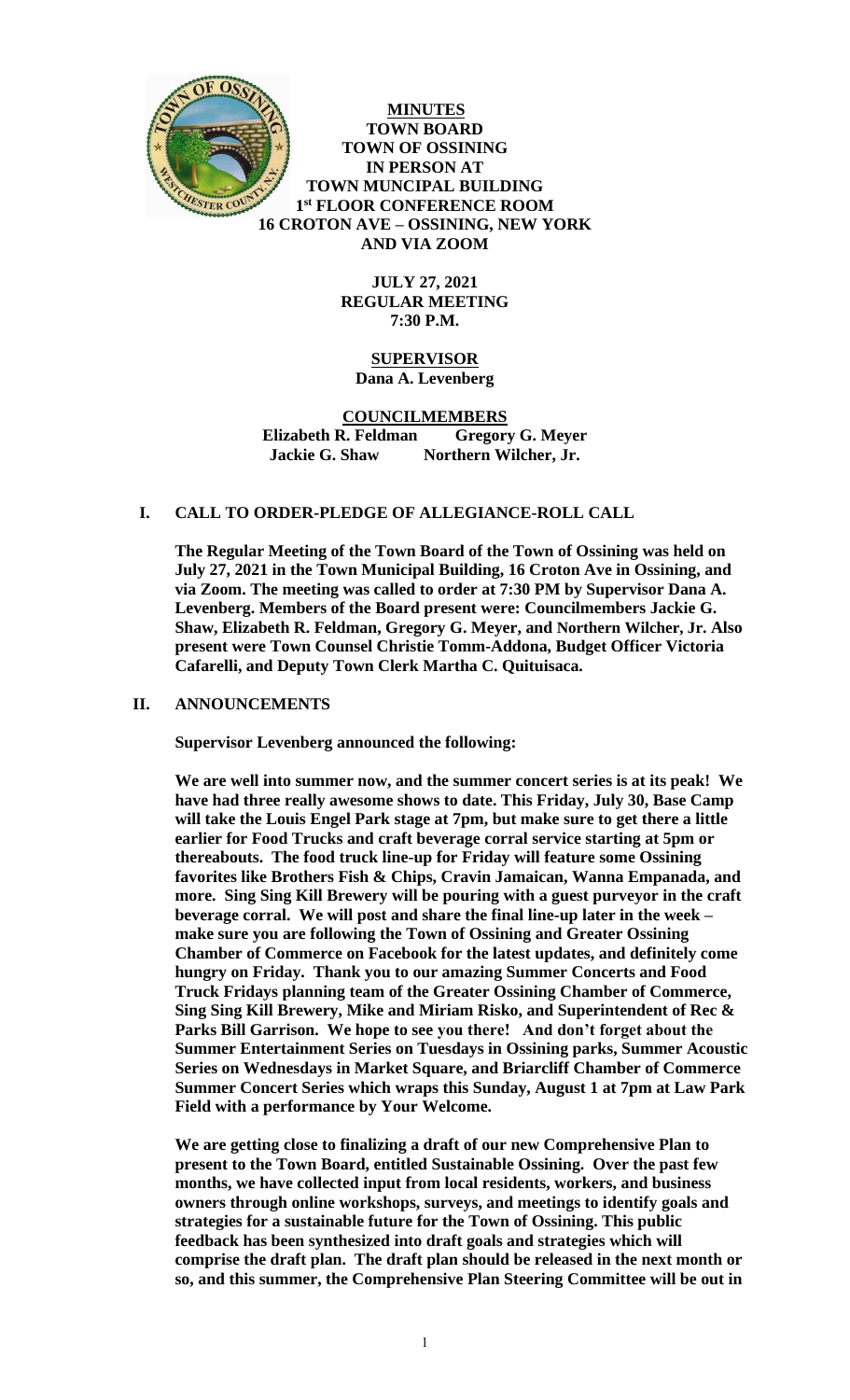**MINUTES**
**TOWN BOARD**
**TOWN OF OSSINING**
**IN PERSON AT**
**TOWN MUNCIPAL BUILDING**
**1st FLOOR CONFERENCE ROOM**
**16 CROTON AVE – OSSINING, NEW YORK**
**AND VIA ZOOM**

**JULY 27, 2021**
**REGULAR MEETING**
**7:30 P.M.**

**SUPERVISOR**
**Dana A. Levenberg**

**COUNCILMEMBERS**
**Elizabeth R. Feldman Gregory G. Meyer**
**Jackie G. Shaw Northern Wilcher, Jr.**

## I. CALL TO ORDER-PLEDGE OF ALLEGIANCE-ROLL CALL

**The Regular Meeting of the Town Board of the Town of Ossining was held on July 27, 2021 in the Town Municipal Building, 16 Croton Ave in Ossining, and via Zoom. The meeting was called to order at 7:30 PM by Supervisor Dana A. Levenberg. Members of the Board present were: Councilmembers Jackie G. Shaw, Elizabeth R. Feldman, Gregory G. Meyer, and Northern Wilcher, Jr. Also present were Town Counsel Christie Tomm-Addona, Budget Officer Victoria Cafarelli, and Deputy Town Clerk Martha C. Quituisaca.**

## II. ANNOUNCEMENTS

**Supervisor Levenberg announced the following:**

**We are well into summer now, and the summer concert series is at its peak! We have had three really awesome shows to date. This Friday, July 30, Base Camp will take the Louis Engel Park stage at 7pm, but make sure to get there a little earlier for Food Trucks and craft beverage corral service starting at 5pm or thereabouts. The food truck line-up for Friday will feature some Ossining favorites like Brothers Fish & Chips, Cravin Jamaican, Wanna Empanada, and more. Sing Sing Kill Brewery will be pouring with a guest purveyor in the craft beverage corral. We will post and share the final line-up later in the week – make sure you are following the Town of Ossining and Greater Ossining Chamber of Commerce on Facebook for the latest updates, and definitely come hungry on Friday. Thank you to our amazing Summer Concerts and Food Truck Fridays planning team of the Greater Ossining Chamber of Commerce, Sing Sing Kill Brewery, Mike and Miriam Risko, and Superintendent of Rec & Parks Bill Garrison. We hope to see you there! And don't forget about the Summer Entertainment Series on Tuesdays in Ossining parks, Summer Acoustic Series on Wednesdays in Market Square, and Briarcliff Chamber of Commerce Summer Concert Series which wraps this Sunday, August 1 at 7pm at Law Park Field with a performance by Your Welcome.**

**We are getting close to finalizing a draft of our new Comprehensive Plan to present to the Town Board, entitled Sustainable Ossining. Over the past few months, we have collected input from local residents, workers, and business owners through online workshops, surveys, and meetings to identify goals and strategies for a sustainable future for the Town of Ossining. This public feedback has been synthesized into draft goals and strategies which will comprise the draft plan. The draft plan should be released in the next month or so, and this summer, the Comprehensive Plan Steering Committee will be out in**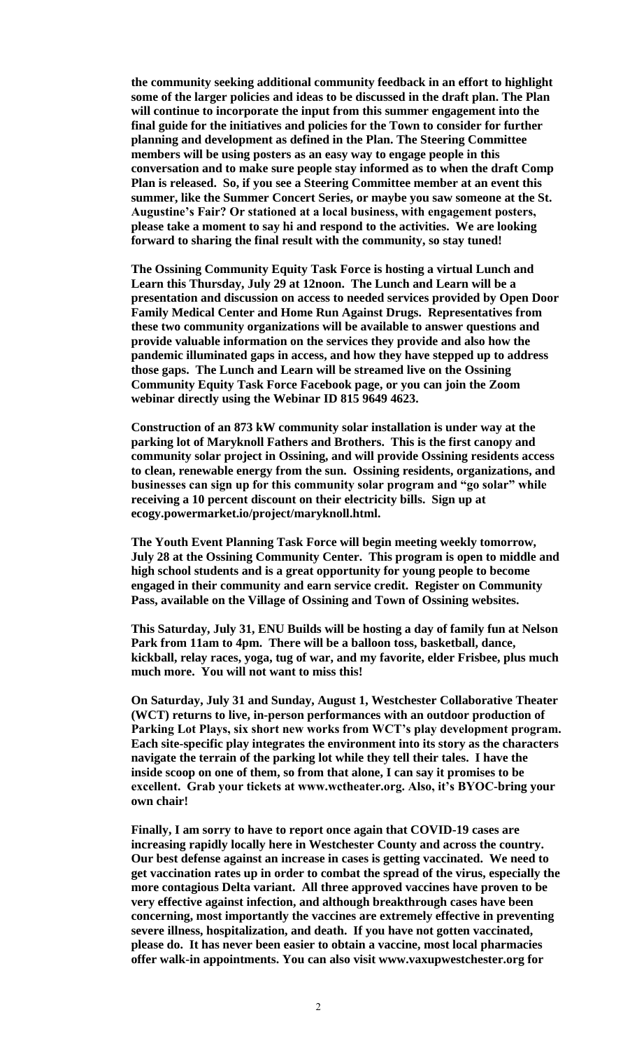**the community seeking additional community feedback in an effort to highlight some of the larger policies and ideas to be discussed in the draft plan. The Plan will continue to incorporate the input from this summer engagement into the final guide for the initiatives and policies for the Town to consider for further planning and development as defined in the Plan. The Steering Committee members will be using posters as an easy way to engage people in this conversation and to make sure people stay informed as to when the draft Comp Plan is released. So, if you see a Steering Committee member at an event this summer, like the Summer Concert Series, or maybe you saw someone at the St. Augustine's Fair? Or stationed at a local business, with engagement posters, please take a moment to say hi and respond to the activities. We are looking forward to sharing the final result with the community, so stay tuned!**

**The Ossining Community Equity Task Force is hosting a virtual Lunch and Learn this Thursday, July 29 at 12noon. The Lunch and Learn will be a presentation and discussion on access to needed services provided by Open Door Family Medical Center and Home Run Against Drugs. Representatives from these two community organizations will be available to answer questions and provide valuable information on the services they provide and also how the pandemic illuminated gaps in access, and how they have stepped up to address those gaps. The Lunch and Learn will be streamed live on the Ossining Community Equity Task Force Facebook page, or you can join the Zoom webinar directly using the Webinar ID 815 9649 4623.**

**Construction of an 873 kW community solar installation is under way at the parking lot of Maryknoll Fathers and Brothers. This is the first canopy and community solar project in Ossining, and will provide Ossining residents access to clean, renewable energy from the sun. Ossining residents, organizations, and businesses can sign up for this community solar program and "go solar" while receiving a 10 percent discount on their electricity bills. Sign up at ecogy.powermarket.io/project/maryknoll.html.**

**The Youth Event Planning Task Force will begin meeting weekly tomorrow, July 28 at the Ossining Community Center. This program is open to middle and high school students and is a great opportunity for young people to become engaged in their community and earn service credit. Register on Community Pass, available on the Village of Ossining and Town of Ossining websites.**

**This Saturday, July 31, ENU Builds will be hosting a day of family fun at Nelson Park from 11am to 4pm. There will be a balloon toss, basketball, dance, kickball, relay races, yoga, tug of war, and my favorite, elder Frisbee, plus much much more. You will not want to miss this!**

**On Saturday, July 31 and Sunday, August 1, Westchester Collaborative Theater (WCT) returns to live, in-person performances with an outdoor production of Parking Lot Plays, six short new works from WCT's play development program. Each site-specific play integrates the environment into its story as the characters navigate the terrain of the parking lot while they tell their tales. I have the inside scoop on one of them, so from that alone, I can say it promises to be excellent. Grab your tickets at www.wctheater.org. Also, it's BYOC-bring your own chair!**

**Finally, I am sorry to have to report once again that COVID-19 cases are increasing rapidly locally here in Westchester County and across the country. Our best defense against an increase in cases is getting vaccinated. We need to get vaccination rates up in order to combat the spread of the virus, especially the more contagious Delta variant. All three approved vaccines have proven to be very effective against infection, and although breakthrough cases have been concerning, most importantly the vaccines are extremely effective in preventing severe illness, hospitalization, and death. If you have not gotten vaccinated, please do. It has never been easier to obtain a vaccine, most local pharmacies offer walk-in appointments. You can also visit www.vaxupwestchester.org for**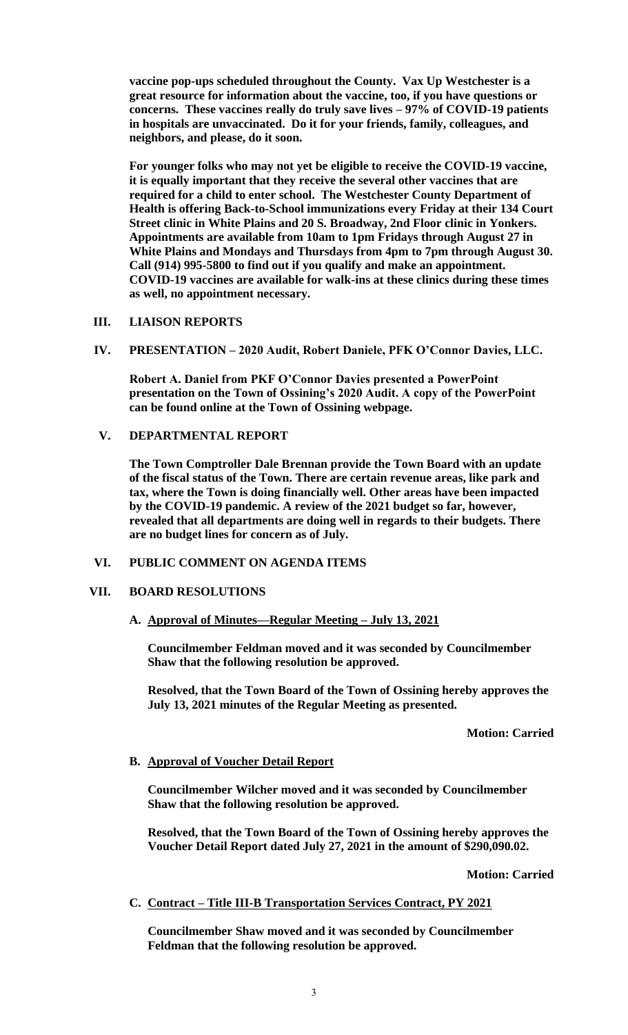**vaccine pop-ups scheduled throughout the County. Vax Up Westchester is a great resource for information about the vaccine, too, if you have questions or concerns. These vaccines really do truly save lives – 97% of COVID-19 patients in hospitals are unvaccinated. Do it for your friends, family, colleagues, and neighbors, and please, do it soon.**

**For younger folks who may not yet be eligible to receive the COVID-19 vaccine, it is equally important that they receive the several other vaccines that are required for a child to enter school. The Westchester County Department of Health is offering Back-to-School immunizations every Friday at their 134 Court Street clinic in White Plains and 20 S. Broadway, 2nd Floor clinic in Yonkers. Appointments are available from 10am to 1pm Fridays through August 27 in White Plains and Mondays and Thursdays from 4pm to 7pm through August 30. Call (914) 995-5800 to find out if you qualify and make an appointment. COVID-19 vaccines are available for walk-ins at these clinics during these times as well, no appointment necessary.**

## III. LIAISON REPORTS

## IV. PRESENTATION – 2020 Audit, Robert Daniele, PFK O'Connor Davies, LLC.

**Robert A. Daniel from PKF O'Connor Davies presented a PowerPoint presentation on the Town of Ossining's 2020 Audit. A copy of the PowerPoint can be found online at the Town of Ossining webpage.**

## V. DEPARTMENTAL REPORT

**The Town Comptroller Dale Brennan provide the Town Board with an update of the fiscal status of the Town. There are certain revenue areas, like park and tax, where the Town is doing financially well. Other areas have been impacted by the COVID-19 pandemic. A review of the 2021 budget so far, however, revealed that all departments are doing well in regards to their budgets. There are no budget lines for concern as of July.**

## VI. PUBLIC COMMENT ON AGENDA ITEMS

## VII. BOARD RESOLUTIONS

### A. Approval of Minutes—Regular Meeting – July 13, 2021

**Councilmember Feldman moved and it was seconded by Councilmember Shaw that the following resolution be approved.**

**Resolved, that the Town Board of the Town of Ossining hereby approves the July 13, 2021 minutes of the Regular Meeting as presented.**

**Motion: Carried**

### B. Approval of Voucher Detail Report

**Councilmember Wilcher moved and it was seconded by Councilmember Shaw that the following resolution be approved.**

**Resolved, that the Town Board of the Town of Ossining hereby approves the Voucher Detail Report dated July 27, 2021 in the amount of $290,090.02.**

**Motion: Carried**

### C. Contract – Title III-B Transportation Services Contract, PY 2021

**Councilmember Shaw moved and it was seconded by Councilmember Feldman that the following resolution be approved.**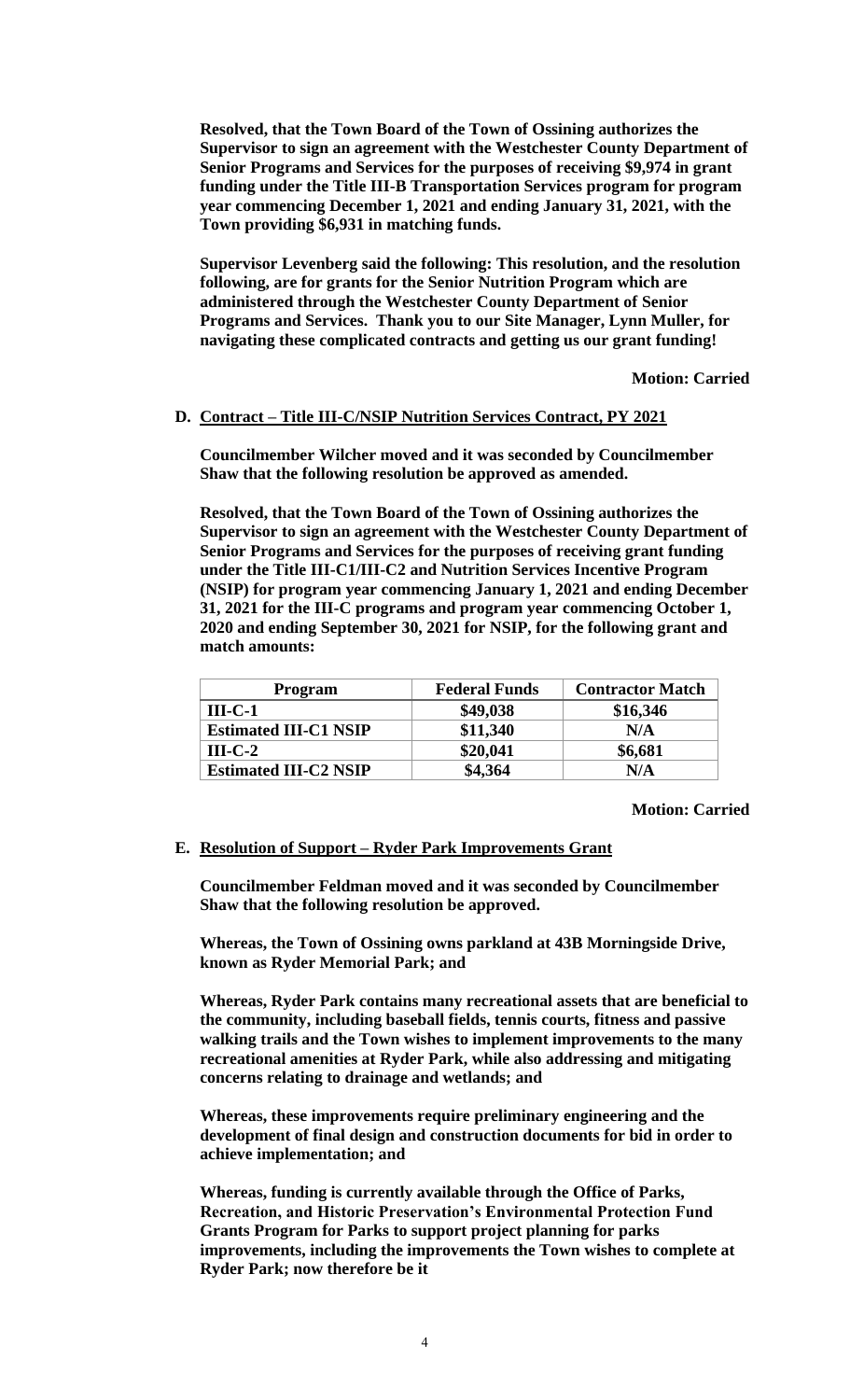**Resolved, that the Town Board of the Town of Ossining authorizes the Supervisor to sign an agreement with the Westchester County Department of Senior Programs and Services for the purposes of receiving $9,974 in grant funding under the Title III-B Transportation Services program for program year commencing December 1, 2021 and ending January 31, 2021, with the Town providing $6,931 in matching funds.**

**Supervisor Levenberg said the following: This resolution, and the resolution following, are for grants for the Senior Nutrition Program which are administered through the Westchester County Department of Senior Programs and Services. Thank you to our Site Manager, Lynn Muller, for navigating these complicated contracts and getting us our grant funding!**

**Motion: Carried**

**D. <u>Contract – Title III-C/NSIP Nutrition Services Contract, PY 2021</u>**

**Councilmember Wilcher moved and it was seconded by Councilmember Shaw that the following resolution be approved as amended.**

**Resolved, that the Town Board of the Town of Ossining authorizes the Supervisor to sign an agreement with the Westchester County Department of Senior Programs and Services for the purposes of receiving grant funding under the Title III-C1/III-C2 and Nutrition Services Incentive Program (NSIP) for program year commencing January 1, 2021 and ending December 31, 2021 for the III-C programs and program year commencing October 1, 2020 and ending September 30, 2021 for NSIP, for the following grant and match amounts:**

| Program | Federal Funds | Contractor Match |
|---|---|---|
| III-C-1 | $49,038 | $16,346 |
| Estimated III-C1 NSIP | $11,340 | N/A |
| III-C-2 | $20,041 | $6,681 |
| Estimated III-C2 NSIP | $4,364 | N/A |

**Motion: Carried**

**E. <u>Resolution of Support – Ryder Park Improvements Grant</u>**

**Councilmember Feldman moved and it was seconded by Councilmember Shaw that the following resolution be approved.**

**Whereas, the Town of Ossining owns parkland at 43B Morningside Drive, known as Ryder Memorial Park; and**

**Whereas, Ryder Park contains many recreational assets that are beneficial to the community, including baseball fields, tennis courts, fitness and passive walking trails and the Town wishes to implement improvements to the many recreational amenities at Ryder Park, while also addressing and mitigating concerns relating to drainage and wetlands; and**

**Whereas, these improvements require preliminary engineering and the development of final design and construction documents for bid in order to achieve implementation; and**

**Whereas, funding is currently available through the Office of Parks, Recreation, and Historic Preservation's Environmental Protection Fund Grants Program for Parks to support project planning for parks improvements, including the improvements the Town wishes to complete at Ryder Park; now therefore be it**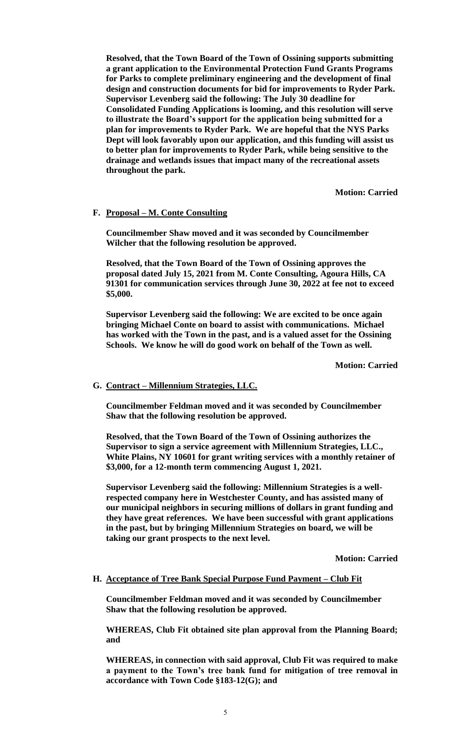**Resolved, that the Town Board of the Town of Ossining supports submitting a grant application to the Environmental Protection Fund Grants Programs for Parks to complete preliminary engineering and the development of final design and construction documents for bid for improvements to Ryder Park. Supervisor Levenberg said the following: The July 30 deadline for Consolidated Funding Applications is looming, and this resolution will serve to illustrate the Board's support for the application being submitted for a plan for improvements to Ryder Park. We are hopeful that the NYS Parks Dept will look favorably upon our application, and this funding will assist us to better plan for improvements to Ryder Park, while being sensitive to the drainage and wetlands issues that impact many of the recreational assets throughout the park.**

**Motion: Carried**

**F. Proposal – M. Conte Consulting**

**Councilmember Shaw moved and it was seconded by Councilmember Wilcher that the following resolution be approved.**

**Resolved, that the Town Board of the Town of Ossining approves the proposal dated July 15, 2021 from M. Conte Consulting, Agoura Hills, CA 91301 for communication services through June 30, 2022 at fee not to exceed $5,000.**

**Supervisor Levenberg said the following: We are excited to be once again bringing Michael Conte on board to assist with communications. Michael has worked with the Town in the past, and is a valued asset for the Ossining Schools. We know he will do good work on behalf of the Town as well.**

**Motion: Carried**

**G. Contract – Millennium Strategies, LLC.**

**Councilmember Feldman moved and it was seconded by Councilmember Shaw that the following resolution be approved.**

**Resolved, that the Town Board of the Town of Ossining authorizes the Supervisor to sign a service agreement with Millennium Strategies, LLC., White Plains, NY 10601 for grant writing services with a monthly retainer of $3,000, for a 12-month term commencing August 1, 2021.**

**Supervisor Levenberg said the following: Millennium Strategies is a well-respected company here in Westchester County, and has assisted many of our municipal neighbors in securing millions of dollars in grant funding and they have great references. We have been successful with grant applications in the past, but by bringing Millennium Strategies on board, we will be taking our grant prospects to the next level.**

**Motion: Carried**

**H. Acceptance of Tree Bank Special Purpose Fund Payment – Club Fit**

**Councilmember Feldman moved and it was seconded by Councilmember Shaw that the following resolution be approved.**

**WHEREAS, Club Fit obtained site plan approval from the Planning Board; and**

**WHEREAS, in connection with said approval, Club Fit was required to make a payment to the Town's tree bank fund for mitigation of tree removal in accordance with Town Code §183-12(G); and**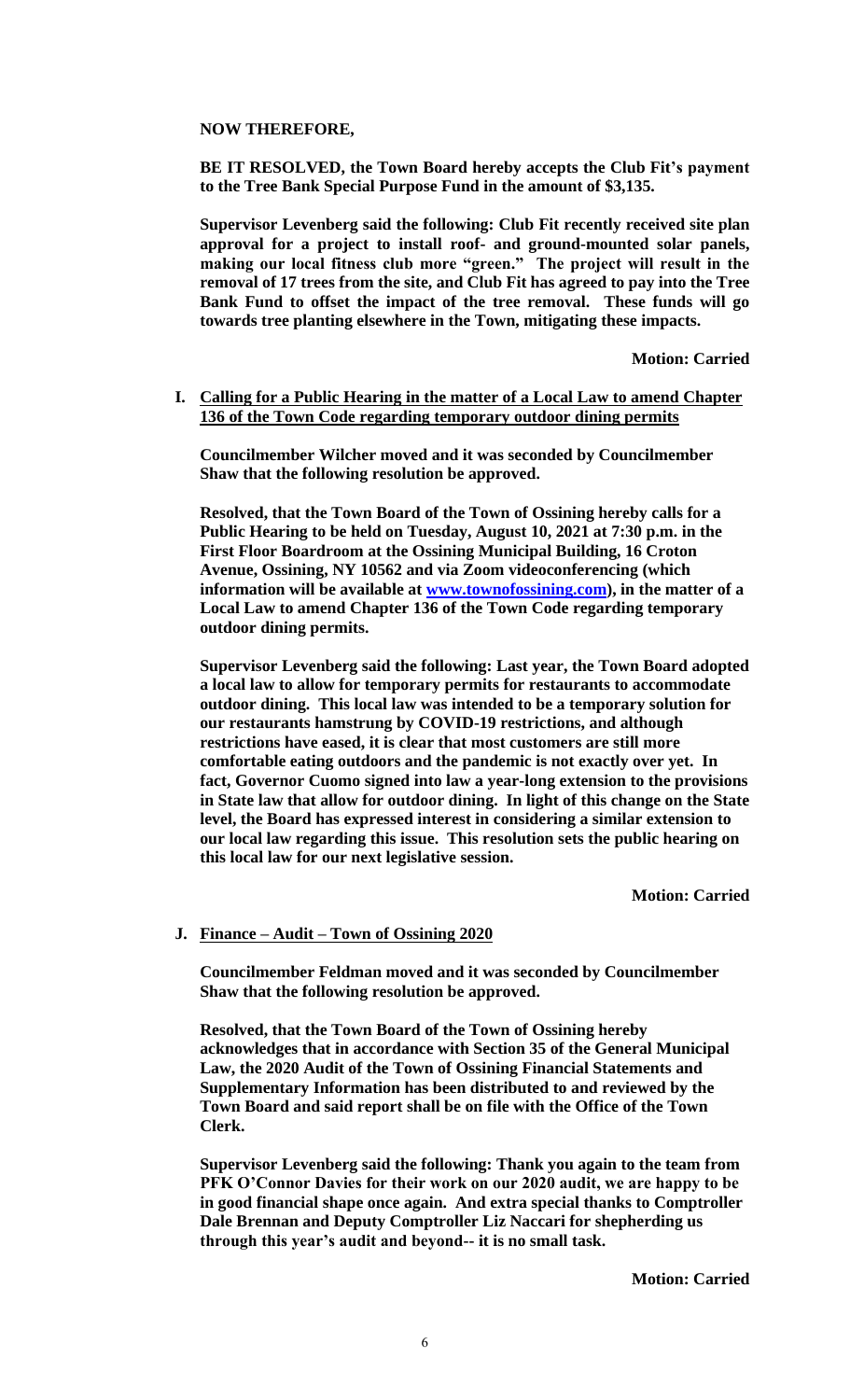**NOW THEREFORE,**

**BE IT RESOLVED, the Town Board hereby accepts the Club Fit's payment to the Tree Bank Special Purpose Fund in the amount of $3,135.**

**Supervisor Levenberg said the following: Club Fit recently received site plan approval for a project to install roof- and ground-mounted solar panels, making our local fitness club more "green." The project will result in the removal of 17 trees from the site, and Club Fit has agreed to pay into the Tree Bank Fund to offset the impact of the tree removal. These funds will go towards tree planting elsewhere in the Town, mitigating these impacts.**

**Motion: Carried**

**I. <u>Calling for a Public Hearing in the matter of a Local Law to amend Chapter 136 of the Town Code regarding temporary outdoor dining permits</u>**

**Councilmember Wilcher moved and it was seconded by Councilmember Shaw that the following resolution be approved.**

**Resolved, that the Town Board of the Town of Ossining hereby calls for a Public Hearing to be held on Tuesday, August 10, 2021 at 7:30 p.m. in the First Floor Boardroom at the Ossining Municipal Building, 16 Croton Avenue, Ossining, NY 10562 and via Zoom videoconferencing (which information will be available at [www.townofossining.com](www.townofossining.com)), in the matter of a Local Law to amend Chapter 136 of the Town Code regarding temporary outdoor dining permits.**

**Supervisor Levenberg said the following: Last year, the Town Board adopted a local law to allow for temporary permits for restaurants to accommodate outdoor dining. This local law was intended to be a temporary solution for our restaurants hamstrung by COVID-19 restrictions, and although restrictions have eased, it is clear that most customers are still more comfortable eating outdoors and the pandemic is not exactly over yet. In fact, Governor Cuomo signed into law a year-long extension to the provisions in State law that allow for outdoor dining. In light of this change on the State level, the Board has expressed interest in considering a similar extension to our local law regarding this issue. This resolution sets the public hearing on this local law for our next legislative session.**

**Motion: Carried**

**J. <u>Finance – Audit – Town of Ossining 2020</u>**

**Councilmember Feldman moved and it was seconded by Councilmember Shaw that the following resolution be approved.**

**Resolved, that the Town Board of the Town of Ossining hereby acknowledges that in accordance with Section 35 of the General Municipal Law, the 2020 Audit of the Town of Ossining Financial Statements and Supplementary Information has been distributed to and reviewed by the Town Board and said report shall be on file with the Office of the Town Clerk.**

**Supervisor Levenberg said the following: Thank you again to the team from PFK O'Connor Davies for their work on our 2020 audit, we are happy to be in good financial shape once again. And extra special thanks to Comptroller Dale Brennan and Deputy Comptroller Liz Naccari for shepherding us through this year's audit and beyond-- it is no small task.**

**Motion: Carried**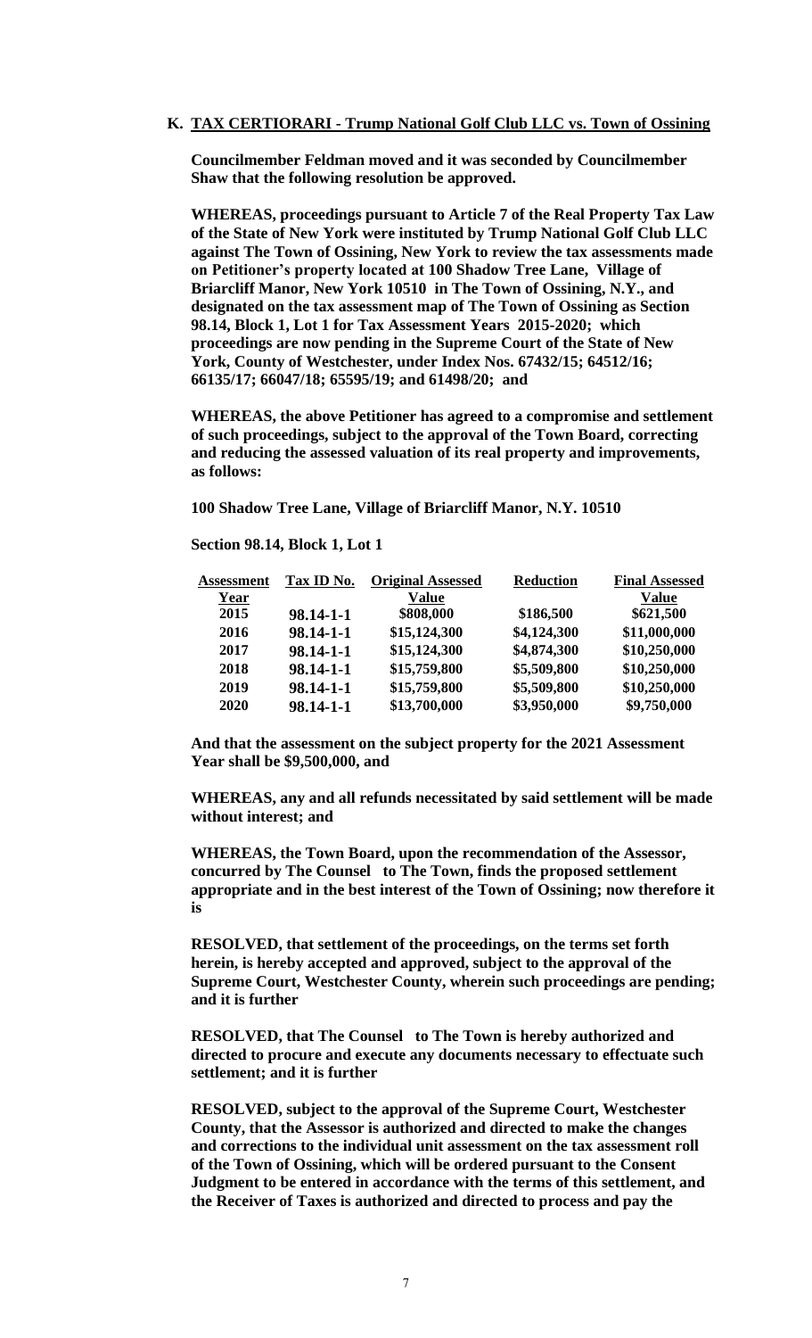**K. TAX CERTIORARI - Trump National Golf Club LLC vs. Town of Ossining**

**Councilmember Feldman moved and it was seconded by Councilmember Shaw that the following resolution be approved.**

**WHEREAS, proceedings pursuant to Article 7 of the Real Property Tax Law of the State of New York were instituted by Trump National Golf Club LLC against The Town of Ossining, New York to review the tax assessments made on Petitioner's property located at 100 Shadow Tree Lane, Village of Briarcliff Manor, New York 10510 in The Town of Ossining, N.Y., and designated on the tax assessment map of The Town of Ossining as Section 98.14, Block 1, Lot 1 for Tax Assessment Years 2015-2020; which proceedings are now pending in the Supreme Court of the State of New York, County of Westchester, under Index Nos. 67432/15; 64512/16; 66135/17; 66047/18; 65595/19; and 61498/20; and**

**WHEREAS, the above Petitioner has agreed to a compromise and settlement of such proceedings, subject to the approval of the Town Board, correcting and reducing the assessed valuation of its real property and improvements, as follows:**

**100 Shadow Tree Lane, Village of Briarcliff Manor, N.Y. 10510**

**Section 98.14, Block 1, Lot 1**

| Assessment Year | Tax ID No. | Original Assessed Value | Reduction | Final Assessed Value |
|---|---|---|---|---|
| 2015 | 98.14-1-1 | $808,000 | $186,500 | $621,500 |
| 2016 | 98.14-1-1 | $15,124,300 | $4,124,300 | $11,000,000 |
| 2017 | 98.14-1-1 | $15,124,300 | $4,874,300 | $10,250,000 |
| 2018 | 98.14-1-1 | $15,759,800 | $5,509,800 | $10,250,000 |
| 2019 | 98.14-1-1 | $15,759,800 | $5,509,800 | $10,250,000 |
| 2020 | 98.14-1-1 | $13,700,000 | $3,950,000 | $9,750,000 |

**And that the assessment on the subject property for the 2021 Assessment Year shall be $9,500,000, and**

**WHEREAS, any and all refunds necessitated by said settlement will be made without interest; and**

**WHEREAS, the Town Board, upon the recommendation of the Assessor, concurred by The Counsel to The Town, finds the proposed settlement appropriate and in the best interest of the Town of Ossining; now therefore it is**

**RESOLVED, that settlement of the proceedings, on the terms set forth herein, is hereby accepted and approved, subject to the approval of the Supreme Court, Westchester County, wherein such proceedings are pending; and it is further**

**RESOLVED, that The Counsel to The Town is hereby authorized and directed to procure and execute any documents necessary to effectuate such settlement; and it is further**

**RESOLVED, subject to the approval of the Supreme Court, Westchester County, that the Assessor is authorized and directed to make the changes and corrections to the individual unit assessment on the tax assessment roll of the Town of Ossining, which will be ordered pursuant to the Consent Judgment to be entered in accordance with the terms of this settlement, and the Receiver of Taxes is authorized and directed to process and pay the**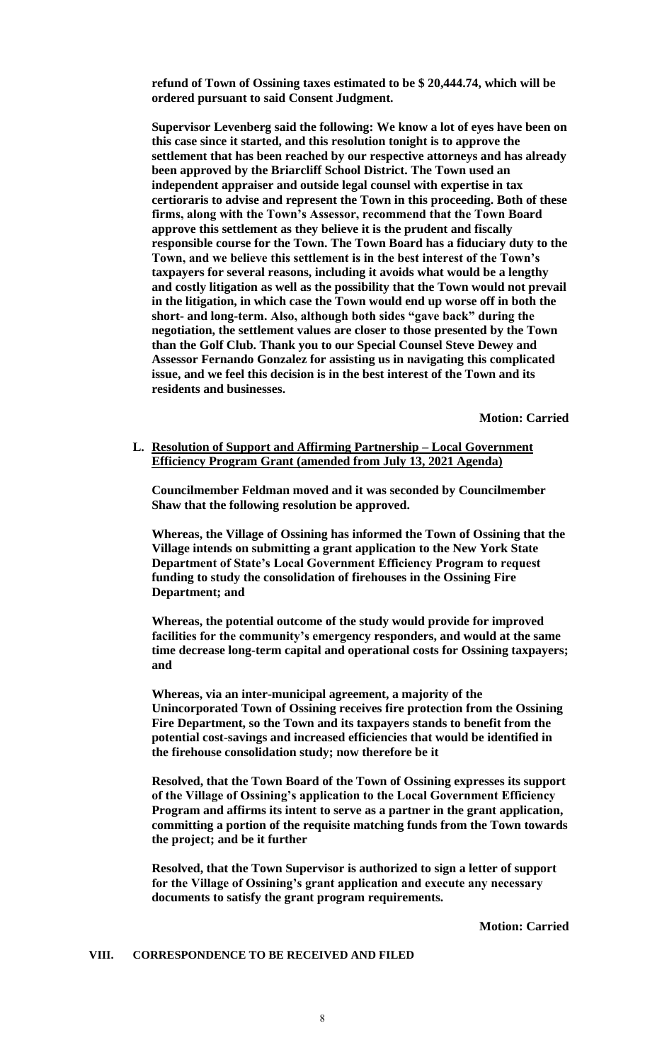**refund of Town of Ossining taxes estimated to be $ 20,444.74, which will be ordered pursuant to said Consent Judgment.**

**Supervisor Levenberg said the following: We know a lot of eyes have been on this case since it started, and this resolution tonight is to approve the settlement that has been reached by our respective attorneys and has already been approved by the Briarcliff School District. The Town used an independent appraiser and outside legal counsel with expertise in tax certioraris to advise and represent the Town in this proceeding. Both of these firms, along with the Town's Assessor, recommend that the Town Board approve this settlement as they believe it is the prudent and fiscally responsible course for the Town. The Town Board has a fiduciary duty to the Town, and we believe this settlement is in the best interest of the Town's taxpayers for several reasons, including it avoids what would be a lengthy and costly litigation as well as the possibility that the Town would not prevail in the litigation, in which case the Town would end up worse off in both the short- and long-term. Also, although both sides "gave back" during the negotiation, the settlement values are closer to those presented by the Town than the Golf Club. Thank you to our Special Counsel Steve Dewey and Assessor Fernando Gonzalez for assisting us in navigating this complicated issue, and we feel this decision is in the best interest of the Town and its residents and businesses.**

**Motion: Carried**

**L. <u>Resolution of Support and Affirming Partnership – Local Government Efficiency Program Grant (amended from July 13, 2021 Agenda)</u>**

**Councilmember Feldman moved and it was seconded by Councilmember Shaw that the following resolution be approved.**

**Whereas, the Village of Ossining has informed the Town of Ossining that the Village intends on submitting a grant application to the New York State Department of State's Local Government Efficiency Program to request funding to study the consolidation of firehouses in the Ossining Fire Department; and**

**Whereas, the potential outcome of the study would provide for improved facilities for the community's emergency responders, and would at the same time decrease long-term capital and operational costs for Ossining taxpayers; and**

**Whereas, via an inter-municipal agreement, a majority of the Unincorporated Town of Ossining receives fire protection from the Ossining Fire Department, so the Town and its taxpayers stands to benefit from the potential cost-savings and increased efficiencies that would be identified in the firehouse consolidation study; now therefore be it**

**Resolved, that the Town Board of the Town of Ossining expresses its support of the Village of Ossining's application to the Local Government Efficiency Program and affirms its intent to serve as a partner in the grant application, committing a portion of the requisite matching funds from the Town towards the project; and be it further**

**Resolved, that the Town Supervisor is authorized to sign a letter of support for the Village of Ossining's grant application and execute any necessary documents to satisfy the grant program requirements.**

**Motion: Carried**

## VIII. CORRESPONDENCE TO BE RECEIVED AND FILED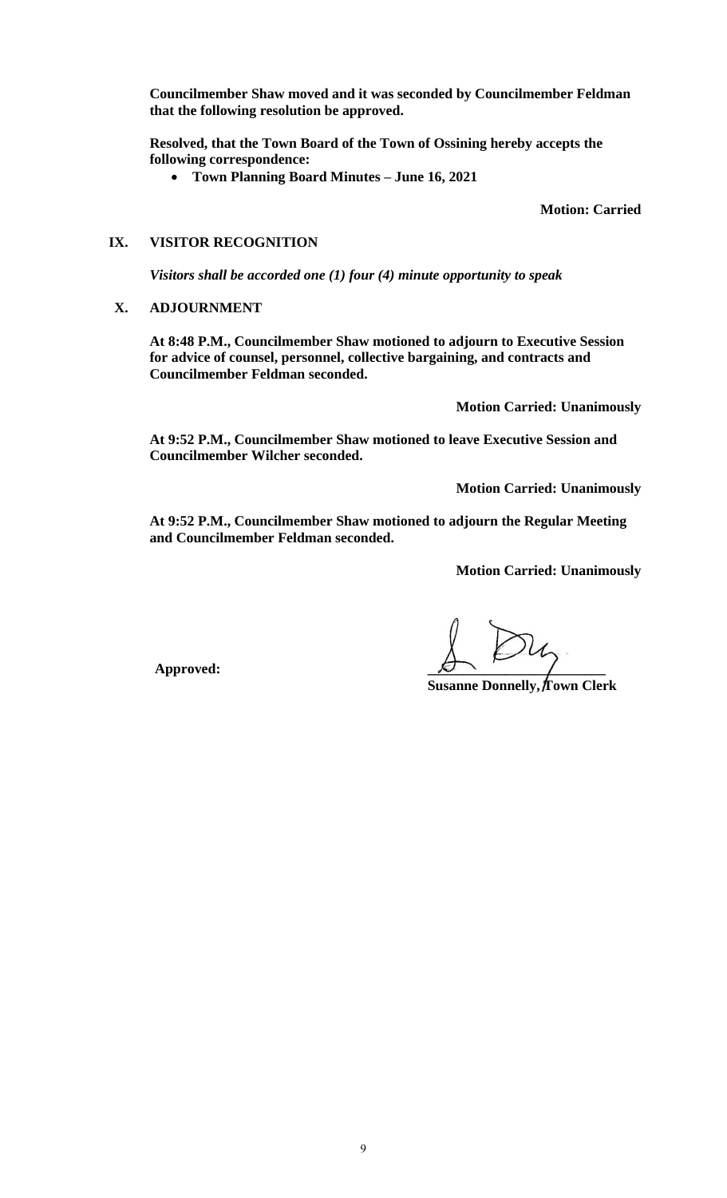**Councilmember Shaw moved and it was seconded by Councilmember Feldman that the following resolution be approved.**

**Resolved, that the Town Board of the Town of Ossining hereby accepts the following correspondence:**

- **Town Planning Board Minutes – June 16, 2021**

**Motion: Carried**

## IX. VISITOR RECOGNITION

***Visitors shall be accorded one (1) four (4) minute opportunity to speak***

## X. ADJOURNMENT

**At 8:48 P.M., Councilmember Shaw motioned to adjourn to Executive Session for advice of counsel, personnel, collective bargaining, and contracts and Councilmember Feldman seconded.**

**Motion Carried: Unanimously**

**At 9:52 P.M., Councilmember Shaw motioned to leave Executive Session and Councilmember Wilcher seconded.**

**Motion Carried: Unanimously**

**At 9:52 P.M., Councilmember Shaw motioned to adjourn the Regular Meeting and Councilmember Feldman seconded.**

**Motion Carried: Unanimously**

**Approved:**

**Susanne Donnelly, Town Clerk**